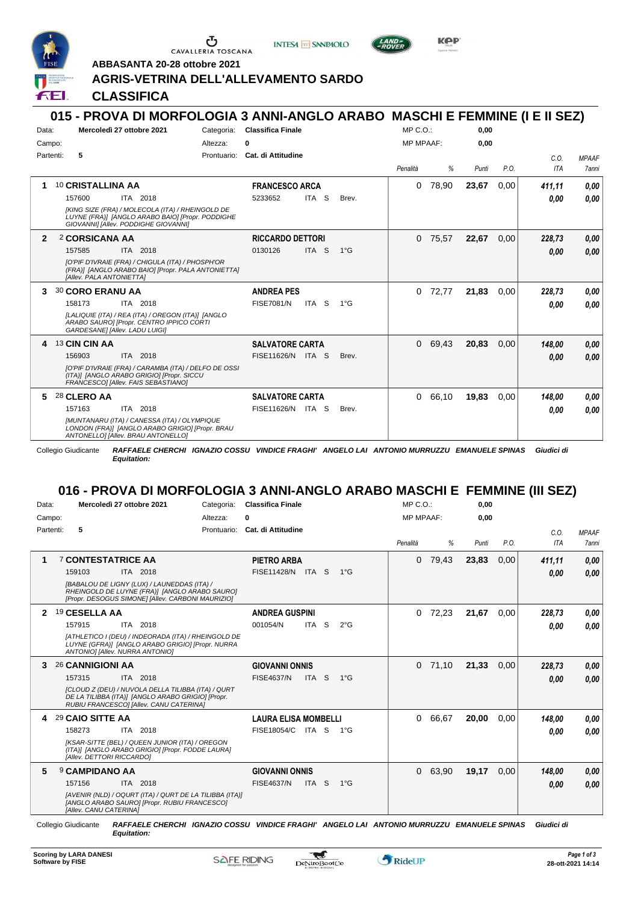ABBASANTA 20-28 ottobre 2021

# AGRIS-VETRINA DELL'ALLEVAMENTO SARDO

## CLASSIFICA

## 015 - PROVA DI MORFOLOGIA 3 ANNI-ANGLO ARABO MASCHI E FEMMINE (I E II SEZ)

Data: **Mercoledì 27 ottobre 2021** | Categoria: **Classifica Finale** | MP C.O.: **0,00**
Campo: | Altezza: **0** | MP MPAAF: **0,00**
Partenti: **5** | Prontuario: **Cat. di Attitudine**

| | Cavallo | Cavaliere | Penalità | % | Punti | P.O. | C.O. ITA | MPAAF 7anni |
|---|---|---|---|---|---|---|---|---|
| 1 | 10 **CRISTALLINA AA** 157600 ITA 2018 *[KING SIZE (FRA) / MOLECOLA (ITA) / RHEINGOLD DE LUYNE (FRA)] [ANGLO ARABO BAIO] [Propr. PODDIGHE GIOVANNI] [Allev. PODDIGHE GIOVANNI]* | **FRANCESCO ARCA** 5233652 ITA S Brev. | 0 | 78,90 | **23,67** | 0,00 | *411,11* / *0,00* | *0,00* / *0,00* |
| 2 | 2 **CORSICANA AA** 157585 ITA 2018 *[O'PIF D'IVRAIE (FRA) / CHIGULA (ITA) / PHOSPH'OR (FRA)] [ANGLO ARABO BAIO] [Propr. PALA ANTONIETTA] [Allev. PALA ANTONIETTA]* | **RICCARDO DETTORI** 0130126 ITA S 1°G | 0 | 75,57 | **22,67** | 0,00 | *228,73* / *0,00* | *0,00* / *0,00* |
| 3 | 30 **CORO ERANU AA** 158173 ITA 2018 *[LALIQUIE (ITA) / REA (ITA) / OREGON (ITA)] [ANGLO ARABO SAURO] [Propr. CENTRO IPPICO CORTI GARDESANE] [Allev. LADU LUIGI]* | **ANDREA PES** FISE7081/N ITA S 1°G | 0 | 72,77 | **21,83** | 0,00 | *228,73* / *0,00* | *0,00* / *0,00* |
| 4 | 13 **CIN CIN AA** 156903 ITA 2018 *[O'PIF D'IVRAIE (FRA) / CARAMBA (ITA) / DELFO DE OSSI (ITA)] [ANGLO ARABO GRIGIO] [Propr. SICCU FRANCESCO] [Allev. FAIS SEBASTIANO]* | **SALVATORE CARTA** FISE11626/N ITA S Brev. | 0 | 69,43 | **20,83** | 0,00 | *148,00* / *0,00* | *0,00* / *0,00* |
| 5 | 28 **CLERO AA** 157163 ITA 2018 *[MUNTANARU (ITA) / CANESSA (ITA) / OLYMPIQUE LONDON (FRA)] [ANGLO ARABO GRIGIO] [Propr. BRAU ANTONELLO] [Allev. BRAU ANTONELLO]* | **SALVATORE CARTA** FISE11626/N ITA S Brev. | 0 | 66,10 | **19,83** | 0,00 | *148,00* / *0,00* | *0,00* / *0,00* |

Collegio Giudicante *RAFFAELE CHERCHI IGNAZIO COSSU VINDICE FRAGHI' ANGELO LAI ANTONIO MURRUZZU EMANUELE SPINAS Giudici di Equitation:*

## 016 - PROVA DI MORFOLOGIA 3 ANNI-ANGLO ARABO MASCHI E FEMMINE (III SEZ)

Data: **Mercoledì 27 ottobre 2021** | Categoria: **Classifica Finale** | MP C.O.: **0,00**
Campo: | Altezza: **0** | MP MPAAF: **0,00**
Partenti: **5** | Prontuario: **Cat. di Attitudine**

| | Cavallo | Cavaliere | Penalità | % | Punti | P.O. | C.O. ITA | MPAAF 7anni |
|---|---|---|---|---|---|---|---|---|
| 1 | 7 **CONTESTATRICE AA** 159103 ITA 2018 *[BABALOU DE LIGNY (LUX) / LAUNEDDAS (ITA) / RHEINGOLD DE LUYNE (FRA)] [ANGLO ARABO SAURO] [Propr. DESOGUS SIMONE] [Allev. CARBONI MAURIZIO]* | **PIETRO ARBA** FISE11428/N ITA S 1°G | 0 | 79,43 | **23,83** | 0,00 | *411,11* / *0,00* | *0,00* / *0,00* |
| 2 | 19 **CESELLA AA** 157915 ITA 2018 *[ATHLETICO I (DEU) / INDEORADA (ITA) / RHEINGOLD DE LUYNE (GFRA)] [ANGLO ARABO GRIGIO] [Propr. NURRA ANTONIO] [Allev. NURRA ANTONIO]* | **ANDREA GUSPINI** 001054/N ITA S 2°G | 0 | 72,23 | **21,67** | 0,00 | *228,73* / *0,00* | *0,00* / *0,00* |
| 3 | 26 **CANNIGIONI AA** 157315 ITA 2018 *[CLOUD Z (DEU) / NUVOLA DELLA TILIBBA (ITA) / QURT DE LA TILIBBA (ITA)] [ANGLO ARABO GRIGIO] [Propr. RUBIU FRANCESCO] [Allev. CANU CATERINA]* | **GIOVANNI ONNIS** FISE4637/N ITA S 1°G | 0 | 71,10 | **21,33** | 0,00 | *228,73* / *0,00* | *0,00* / *0,00* |
| 4 | 29 **CAIO SITTE AA** 158273 ITA 2018 *[KSAR-SITTE (BEL) / QUEEN JUNIOR (ITA) / OREGON (ITA)] [ANGLO ARABO GRIGIO] [Propr. FODDE LAURA] [Allev. DETTORI RICCARDO]* | **LAURA ELISA MOMBELLI** FISE18054/C ITA S 1°G | 0 | 66,67 | **20,00** | 0,00 | *148,00* / *0,00* | *0,00* / *0,00* |
| 5 | 9 **CAMPIDANO AA** 157156 ITA 2018 *[AVENIR (NLD) / OQURT (ITA) / QURT DE LA TILIBBA (ITA)] [ANGLO ARABO SAURO] [Propr. RUBIU FRANCESCO] [Allev. CANU CATERINA]* | **GIOVANNI ONNIS** FISE4637/N ITA S 1°G | 0 | 63,90 | **19,17** | 0,00 | *148,00* / *0,00* | *0,00* / *0,00* |

Collegio Giudicante *RAFFAELE CHERCHI IGNAZIO COSSU VINDICE FRAGHI' ANGELO LAI ANTONIO MURRUZZU EMANUELE SPINAS Giudici di Equitation:*

**Scoring by LARA DANESI**
**Software by FISE**

28-ott-2021 14:14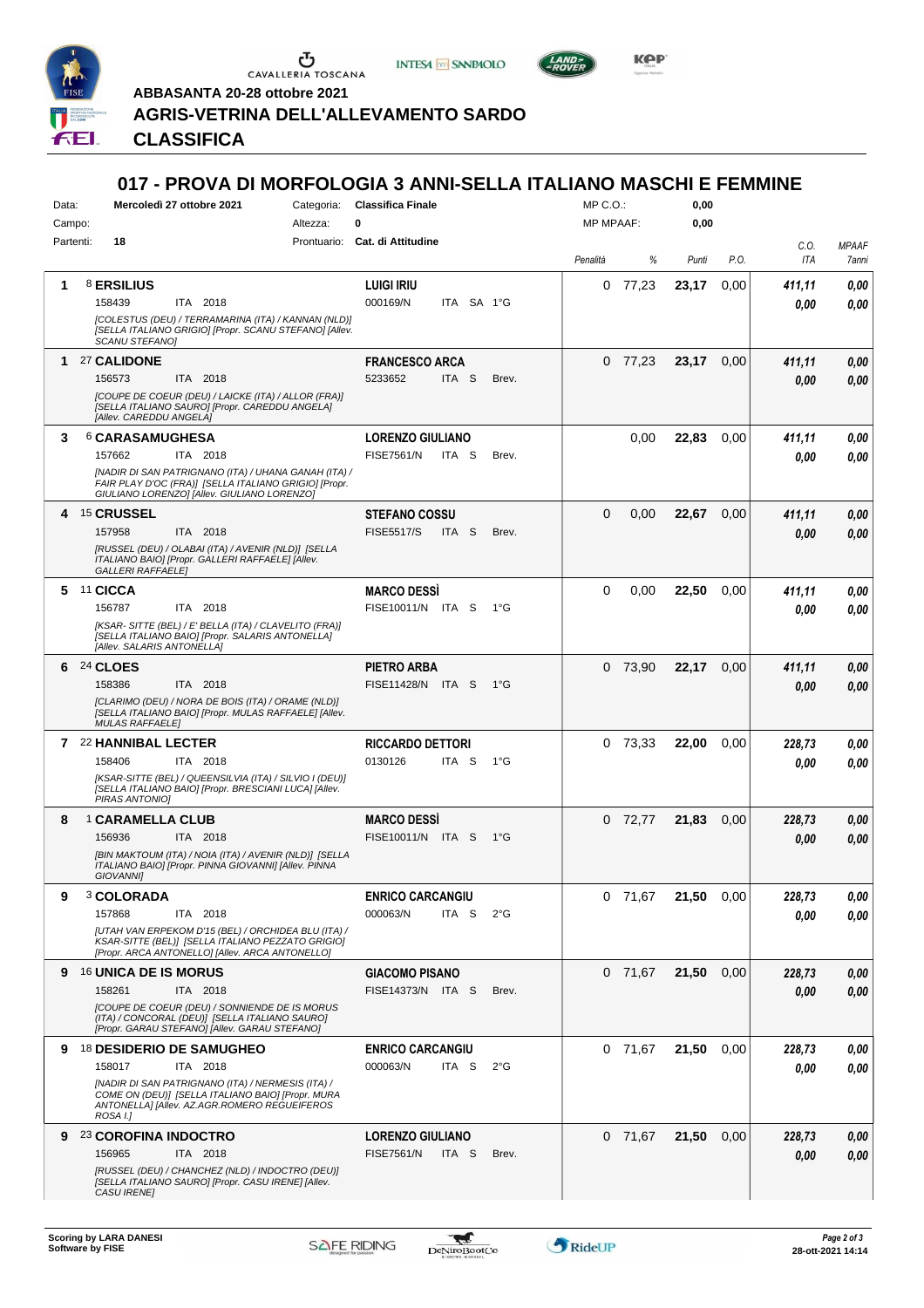**ABBASANTA 20-28 ottobre 2021**

## AGRIS-VETRINA DELL'ALLEVAMENTO SARDO

## CLASSIFICA

# 017 - PROVA DI MORFOLOGIA 3 ANNI-SELLA ITALIANO MASCHI E FEMMINE

Data: **Mercoledì 27 ottobre 2021** Categoria: **Classifica Finale** MP C.O.: **0,00**
Campo: Altezza: **0** MP MPAAF: **0,00**
Partenti: **18** Prontuario: **Cat. di Attitudine**

| | Cavallo | Cavaliere | Penalità | % | Punti | P.O. | C.O. ITA | MPAAF 7anni |
|---|---|---|---|---|---|---|---|---|
| 1 | 8 **ERSILIUS** 158439 ITA 2018 *[COLESTUS (DEU) / TERRAMARINA (ITA) / KANNAN (NLD)] [SELLA ITALIANO GRIGIO] [Propr. SCANU STEFANO] [Allev. SCANU STEFANO]* | **LUIGI IRIU** 000169/N ITA SA 1°G | 0 | 77,23 | **23,17** | 0,00 | ***411,11*** ***0,00*** | ***0,00*** ***0,00*** |
| 1 | 27 **CALIDONE** 156573 ITA 2018 *[COUPE DE COEUR (DEU) / LAICKE (ITA) / ALLOR (FRA)] [SELLA ITALIANO SAURO] [Propr. CAREDDU ANGELA] [Allev. CAREDDU ANGELA]* | **FRANCESCO ARCA** 5233652 ITA S Brev. | 0 | 77,23 | **23,17** | 0,00 | ***411,11*** ***0,00*** | ***0,00*** ***0,00*** |
| 3 | 6 **CARASAMUGHESA** 157662 ITA 2018 *[NADIR DI SAN PATRIGNANO (ITA) / UHANA GANAH (ITA) / FAIR PLAY D'OC (FRA)] [SELLA ITALIANO GRIGIO] [Propr. GIULIANO LORENZO] [Allev. GIULIANO LORENZO]* | **LORENZO GIULIANO** FISE7561/N ITA S Brev. | | 0,00 | **22,83** | 0,00 | ***411,11*** ***0,00*** | ***0,00*** ***0,00*** |
| 4 | 15 **CRUSSEL** 157958 ITA 2018 *[RUSSEL (DEU) / OLABAI (ITA) / AVENIR (NLD)] [SELLA ITALIANO BAIO] [Propr. GALLERI RAFFAELE] [Allev. GALLERI RAFFAELE]* | **STEFANO COSSU** FISE5517/S ITA S Brev. | 0 | 0,00 | **22,67** | 0,00 | ***411,11*** ***0,00*** | ***0,00*** ***0,00*** |
| 5 | 11 **CICCA** 156787 ITA 2018 *[KSAR- SITTE (BEL) / E' BELLA (ITA) / CLAVELITO (FRA)] [SELLA ITALIANO BAIO] [Propr. SALARIS ANTONELLA] [Allev. SALARIS ANTONELLA]* | **MARCO DESSÌ** FISE10011/N ITA S 1°G | 0 | 0,00 | **22,50** | 0,00 | ***411,11*** ***0,00*** | ***0,00*** ***0,00*** |
| 6 | 24 **CLOES** 158386 ITA 2018 *[CLARIMO (DEU) / NORA DE BOIS (ITA) / ORAME (NLD)] [SELLA ITALIANO BAIO] [Propr. MULAS RAFFAELE] [Allev. MULAS RAFFAELE]* | **PIETRO ARBA** FISE11428/N ITA S 1°G | 0 | 73,90 | **22,17** | 0,00 | ***411,11*** ***0,00*** | ***0,00*** ***0,00*** |
| 7 | 22 **HANNIBAL LECTER** 158406 ITA 2018 *[KSAR-SITTE (BEL) / QUEENSILVIA (ITA) / SILVIO I (DEU)] [SELLA ITALIANO BAIO] [Propr. BRESCIANI LUCA] [Allev. PIRAS ANTONIO]* | **RICCARDO DETTORI** 0130126 ITA S 1°G | 0 | 73,33 | **22,00** | 0,00 | ***228,73*** ***0,00*** | ***0,00*** ***0,00*** |
| 8 | 1 **CARAMELLA CLUB** 156936 ITA 2018 *[BIN MAKTOUM (ITA) / NOIA (ITA) / AVENIR (NLD)] [SELLA ITALIANO BAIO] [Propr. PINNA GIOVANNI] [Allev. PINNA GIOVANNI]* | **MARCO DESSÌ** FISE10011/N ITA S 1°G | 0 | 72,77 | **21,83** | 0,00 | ***228,73*** ***0,00*** | ***0,00*** ***0,00*** |
| 9 | 3 **COLORADA** 157868 ITA 2018 *[UTAH VAN ERPEKOM D'15 (BEL) / ORCHIDEA BLU (ITA) / KSAR-SITTE (BEL)] [SELLA ITALIANO PEZZATO GRIGIO] [Propr. ARCA ANTONELLO] [Allev. ARCA ANTONELLO]* | **ENRICO CARCANGIU** 000063/N ITA S 2°G | 0 | 71,67 | **21,50** | 0,00 | ***228,73*** ***0,00*** | ***0,00*** ***0,00*** |
| 9 | 16 **UNICA DE IS MORUS** 158261 ITA 2018 *[COUPE DE COEUR (DEU) / SONNIENDE DE IS MORUS (ITA) / CONCORAL (DEU)] [SELLA ITALIANO SAURO] [Propr. GARAU STEFANO] [Allev. GARAU STEFANO]* | **GIACOMO PISANO** FISE14373/N ITA S Brev. | 0 | 71,67 | **21,50** | 0,00 | ***228,73*** ***0,00*** | ***0,00*** ***0,00*** |
| 9 | 18 **DESIDERIO DE SAMUGHEO** 158017 ITA 2018 *[NADIR DI SAN PATRIGNANO (ITA) / NERMESIS (ITA) / COME ON (DEU)] [SELLA ITALIANO BAIO] [Propr. MURA ANTONELLA] [Allev. AZ.AGR.ROMERO REGUEIFEROS ROSA I.]* | **ENRICO CARCANGIU** 000063/N ITA S 2°G | 0 | 71,67 | **21,50** | 0,00 | ***228,73*** ***0,00*** | ***0,00*** ***0,00*** |
| 9 | 23 **COROFINA INDOCTRO** 156965 ITA 2018 *[RUSSEL (DEU) / CHANCHEZ (NLD) / INDOCTRO (DEU)] [SELLA ITALIANO SAURO] [Propr. CASU IRENE] [Allev. CASU IRENE]* | **LORENZO GIULIANO** FISE7561/N ITA S Brev. | 0 | 71,67 | **21,50** | 0,00 | ***228,73*** ***0,00*** | ***0,00*** ***0,00*** |

**Scoring by LARA DANESI**
**Software by FISE**

**28-ott-2021 14:14**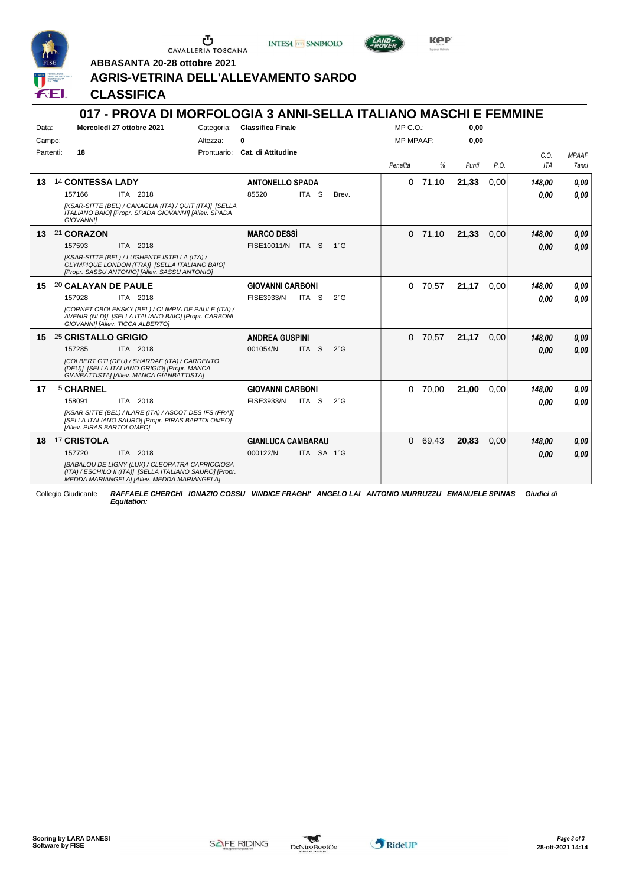**ABBASANTA 20-28 ottobre 2021**

## AGRIS-VETRINA DELL'ALLEVAMENTO SARDO

## CLASSIFICA

### 017 - PROVA DI MORFOLOGIA 3 ANNI-SELLA ITALIANO MASCHI E FEMMINE

Data: **Mercoledì 27 ottobre 2021** Categoria: **Classifica Finale** MP C.O.: **0,00**

Campo: Altezza: **0** MP MPAAF: **0,00**

Partenti: **18** Prontuario: **Cat. di Attitudine**

| | | | Penalità | % | Punti | P.O. | C.O. ITA | MPAAF 7anni |
|---|---|---|---|---|---|---|---|---|
| **13** | **14 CONTESSA LADY**<br>157166 ITA 2018<br>*[KSAR-SITTE (BEL) / CANAGLIA (ITA) / QUIT (ITA)] [SELLA ITALIANO BAIO] [Propr. SPADA GIOVANNI] [Allev. SPADA GIOVANNI]* | **ANTONELLO SPADA**<br>85520 ITA S Brev. | 0 | 71,10 | **21,33** | 0,00 | ***148,00***<br>***0,00*** | ***0,00***<br>***0,00*** |
| **13** | **21 CORAZON**<br>157593 ITA 2018<br>*[KSAR-SITTE (BEL) / LUGHENTE ISTELLA (ITA) / OLYMPIQUE LONDON (FRA)] [SELLA ITALIANO BAIO] [Propr. SASSU ANTONIO] [Allev. SASSU ANTONIO]* | **MARCO DESSÌ**<br>FISE10011/N ITA S 1°G | 0 | 71,10 | **21,33** | 0,00 | ***148,00***<br>***0,00*** | ***0,00***<br>***0,00*** |
| **15** | **20 CALAYAN DE PAULE**<br>157928 ITA 2018<br>*[CORNET OBOLENSKY (BEL) / OLIMPIA DE PAULE (ITA) / AVENIR (NLD)] [SELLA ITALIANO BAIO] [Propr. CARBONI GIOVANNI] [Allev. TICCA ALBERTO]* | **GIOVANNI CARBONI**<br>FISE3933/N ITA S 2°G | 0 | 70,57 | **21,17** | 0,00 | ***148,00***<br>***0,00*** | ***0,00***<br>***0,00*** |
| **15** | **25 CRISTALLO GRIGIO**<br>157285 ITA 2018<br>*[COLBERT GTI (DEU) / SHARDAF (ITA) / CARDENTO (DEU)] [SELLA ITALIANO GRIGIO] [Propr. MANCA GIANBATTISTA] [Allev. MANCA GIANBATTISTA]* | **ANDREA GUSPINI**<br>001054/N ITA S 2°G | 0 | 70,57 | **21,17** | 0,00 | ***148,00***<br>***0,00*** | ***0,00***<br>***0,00*** |
| **17** | **5 CHARNEL**<br>158091 ITA 2018<br>*[KSAR SITTE (BEL) / ILARE (ITA) / ASCOT DES IFS (FRA)] [SELLA ITALIANO SAURO] [Propr. PIRAS BARTOLOMEO] [Allev. PIRAS BARTOLOMEO]* | **GIOVANNI CARBONI**<br>FISE3933/N ITA S 2°G | 0 | 70,00 | **21,00** | 0,00 | ***148,00***<br>***0,00*** | ***0,00***<br>***0,00*** |
| **18** | **17 CRISTOLA**<br>157720 ITA 2018<br>*[BABALOU DE LIGNY (LUX) / CLEOPATRA CAPRICCIOSA (ITA) / ESCHILO II (ITA)] [SELLA ITALIANO SAURO] [Propr. MEDDA MARIANGELA] [Allev. MEDDA MARIANGELA]* | **GIANLUCA CAMBARAU**<br>000122/N ITA SA 1°G | 0 | 69,43 | **20,83** | 0,00 | ***148,00***<br>***0,00*** | ***0,00***<br>***0,00*** |

Collegio Giudicante ***RAFFAELE CHERCHI IGNAZIO COSSU VINDICE FRAGHI' ANGELO LAI ANTONIO MURRUZZU EMANUELE SPINAS Giudici di Equitation:***